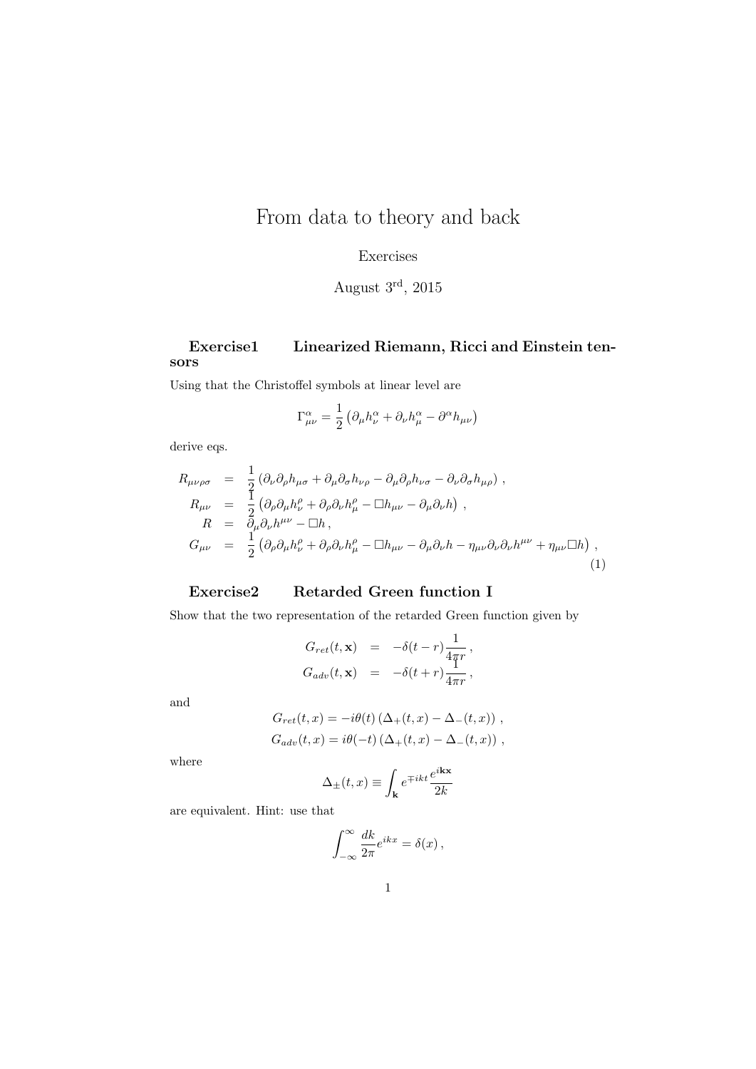# From data to theory and back

Exercises

August 3[rd], 2015

### Exercise1 Linearized Riemann, Ricci and Einstein tensors

Using that the Christoffel symbols at linear level are

$$\Gamma^{\alpha}_{\mu\nu} = \frac{1}{2}\left(\partial_\mu h^\alpha_\nu + \partial_\nu h^\alpha_\mu - \partial^\alpha h_{\mu\nu}\right)$$

derive eqs.

$$\begin{aligned}
R_{\mu\nu\rho\sigma} &= \frac{1}{2}\left(\partial_\nu\partial_\rho h_{\mu\sigma} + \partial_\mu\partial_\sigma h_{\nu\rho} - \partial_\mu\partial_\rho h_{\nu\sigma} - \partial_\nu\partial_\sigma h_{\mu\rho}\right) , \\
R_{\mu\nu} &= \frac{1}{2}\left(\partial_\rho\partial_\mu h^\rho_\nu + \partial_\rho\partial_\nu h^\rho_\mu - \Box h_{\mu\nu} - \partial_\mu\partial_\nu h\right) , \\
R &= \partial_\mu\partial_\nu h^{\mu\nu} - \Box h , \\
G_{\mu\nu} &= \frac{1}{2}\left(\partial_\rho\partial_\mu h^\rho_\nu + \partial_\rho\partial_\nu h^\rho_\mu - \Box h_{\mu\nu} - \partial_\mu\partial_\nu h - \eta_{\mu\nu}\partial_\nu\partial_\nu h^{\mu\nu} + \eta_{\mu\nu}\Box h\right) ,
\end{aligned} \tag{1}$$

### Exercise2 Retarded Green function I

Show that the two representation of the retarded Green function given by

$$\begin{aligned}
G_{ret}(t,\mathbf{x}) &= -\delta(t-r)\frac{1}{4\pi r} , \\
G_{adv}(t,\mathbf{x}) &= -\delta(t+r)\frac{1}{4\pi r} ,
\end{aligned}$$

and

$$\begin{aligned}
G_{ret}(t,x) &= -i\theta(t)\left(\Delta_+(t,x) - \Delta_-(t,x)\right) , \\
G_{adv}(t,x) &= i\theta(-t)\left(\Delta_+(t,x) - \Delta_-(t,x)\right) ,
\end{aligned}$$

where

$$\Delta_\pm(t,x) \equiv \int_{\mathbf{k}} e^{\mp ikt}\frac{e^{i\mathbf{kx}}}{2k}$$

are equivalent. Hint: use that

$$\int_{-\infty}^{\infty}\frac{dk}{2\pi}e^{ikx} = \delta(x) ,$$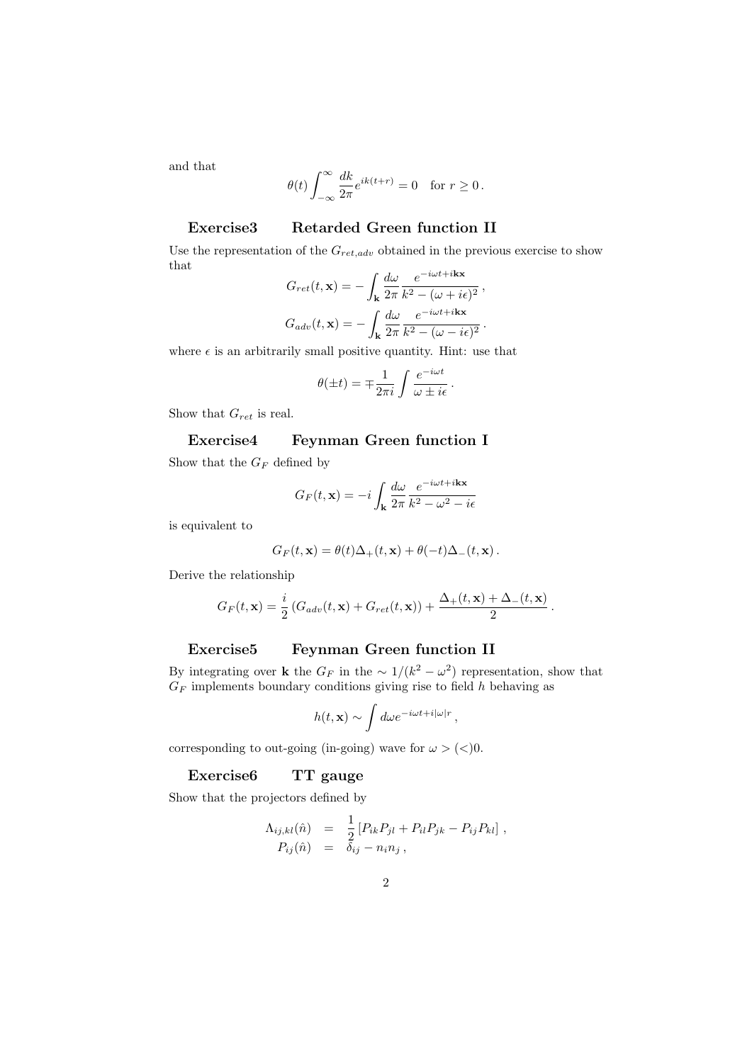and that

$$\theta(t)\int_{-\infty}^{\infty}\frac{dk}{2\pi}e^{ik(t+r)}=0 \quad \text{for } r\geq 0\,.$$

### Exercise3 Retarded Green function II

Use the representation of the $G_{ret,adv}$ obtained in the previous exercise to show that

$$G_{ret}(t,\mathbf{x}) = -\int_{\mathbf{k}}\frac{d\omega}{2\pi}\frac{e^{-i\omega t+i\mathbf{kx}}}{k^2-(\omega+i\epsilon)^2}\,,$$

$$G_{adv}(t,\mathbf{x}) = -\int_{\mathbf{k}}\frac{d\omega}{2\pi}\frac{e^{-i\omega t+i\mathbf{kx}}}{k^2-(\omega-i\epsilon)^2}\,.$$

where $\epsilon$ is an arbitrarily small positive quantity. Hint: use that

$$\theta(\pm t) = \mp\frac{1}{2\pi i}\int\frac{e^{-i\omega t}}{\omega\pm i\epsilon}\,.$$

Show that $G_{ret}$ is real.

### Exercise4 Feynman Green function I

Show that the $G_F$ defined by

$$G_F(t,\mathbf{x}) = -i\int_{\mathbf{k}}\frac{d\omega}{2\pi}\frac{e^{-i\omega t+i\mathbf{kx}}}{k^2-\omega^2-i\epsilon}$$

is equivalent to

$$G_F(t,\mathbf{x}) = \theta(t)\Delta_+(t,\mathbf{x})+\theta(-t)\Delta_-(t,\mathbf{x})\,.$$

Derive the relationship

$$G_F(t,\mathbf{x}) = \frac{i}{2}\left(G_{adv}(t,\mathbf{x})+G_{ret}(t,\mathbf{x})\right)+\frac{\Delta_+(t,\mathbf{x})+\Delta_-(t,\mathbf{x})}{2}\,.$$

### Exercise5 Feynman Green function II

By integrating over $\mathbf{k}$ the $G_F$ in the $\sim 1/(k^2-\omega^2)$ representation, show that $G_F$ implements boundary conditions giving rise to field $h$ behaving as

$$h(t,\mathbf{x})\sim\int d\omega e^{-i\omega t+i|\omega|r}\,,$$

corresponding to out-going (in-going) wave for $\omega > (<) 0$.

### Exercise6 TT gauge

Show that the projectors defined by

$$\begin{aligned}
\Lambda_{ij,kl}(\hat{n}) &= \frac{1}{2}\left[P_{ik}P_{jl}+P_{il}P_{jk}-P_{ij}P_{kl}\right]\,,\\
P_{ij}(\hat{n}) &= \delta_{ij}-n_in_j\,,
\end{aligned}$$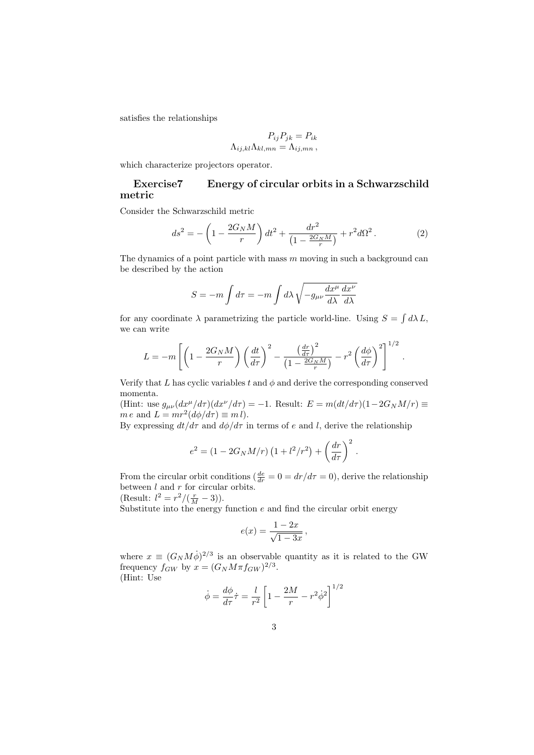satisfies the relationships

$$
\begin{aligned}
P_{ij}P_{jk} &= P_{ik} \\
\Lambda_{ij,kl}\Lambda_{kl,mn} &= \Lambda_{ij,mn}\,,
\end{aligned}
$$

which characterize projectors operator.

## Exercise7 Energy of circular orbits in a Schwarzschild metric

Consider the Schwarzschild metric

$$
ds^2 = -\left(1 - \frac{2G_N M}{r}\right)dt^2 + \frac{dr^2}{\left(1 - \frac{2G_N M}{r}\right)} + r^2 d\Omega^2\,. \tag{2}
$$

The dynamics of a point particle with mass $m$ moving in such a background can be described by the action

$$
S = -m\int d\tau = -m\int d\lambda \sqrt{-g_{\mu\nu}\frac{dx^\mu}{d\lambda}\frac{dx^\nu}{d\lambda}}
$$

for any coordinate $\lambda$ parametrizing the particle world-line. Using $S = \int d\lambda\, L$, we can write

$$
L = -m\left[\left(1 - \frac{2G_N M}{r}\right)\left(\frac{dt}{d\tau}\right)^2 - \frac{\left(\frac{dr}{d\tau}\right)^2}{\left(1 - \frac{2G_N M}{r}\right)} - r^2\left(\frac{d\phi}{d\tau}\right)^2\right]^{1/2}.
$$

Verify that $L$ has cyclic variables $t$ and $\phi$ and derive the corresponding conserved momenta.
(Hint: use $g_{\mu\nu}(dx^\mu/d\tau)(dx^\nu/d\tau) = -1$. Result: $E = m(dt/d\tau)(1-2G_N M/r) \equiv m\,e$ and $L = mr^2(d\phi/d\tau) \equiv m\,l$).
By expressing $dt/d\tau$ and $d\phi/d\tau$ in terms of $e$ and $l$, derive the relationship

$$
e^2 = (1 - 2G_N M/r)\left(1 + l^2/r^2\right) + \left(\frac{dr}{d\tau}\right)^2.
$$

From the circular orbit conditions ($\frac{de}{dr} = 0 = dr/d\tau = 0$), derive the relationship between $l$ and $r$ for circular orbits.
(Result: $l^2 = r^2/(\frac{r}{M} - 3)$).
Substitute into the energy function $e$ and find the circular orbit energy

$$
e(x) = \frac{1-2x}{\sqrt{1-3x}}\,,
$$

where $x \equiv (G_N M\dot{\phi})^{2/3}$ is an observable quantity as it is related to the GW frequency $f_{GW}$ by $x = (G_N M\pi f_{GW})^{2/3}$.
(Hint: Use

$$
\dot{\phi} = \frac{d\phi}{d\tau}\dot{\tau} = \frac{l}{r^2}\left[1 - \frac{2M}{r} - r^2\dot{\phi}^2\right]^{1/2}
$$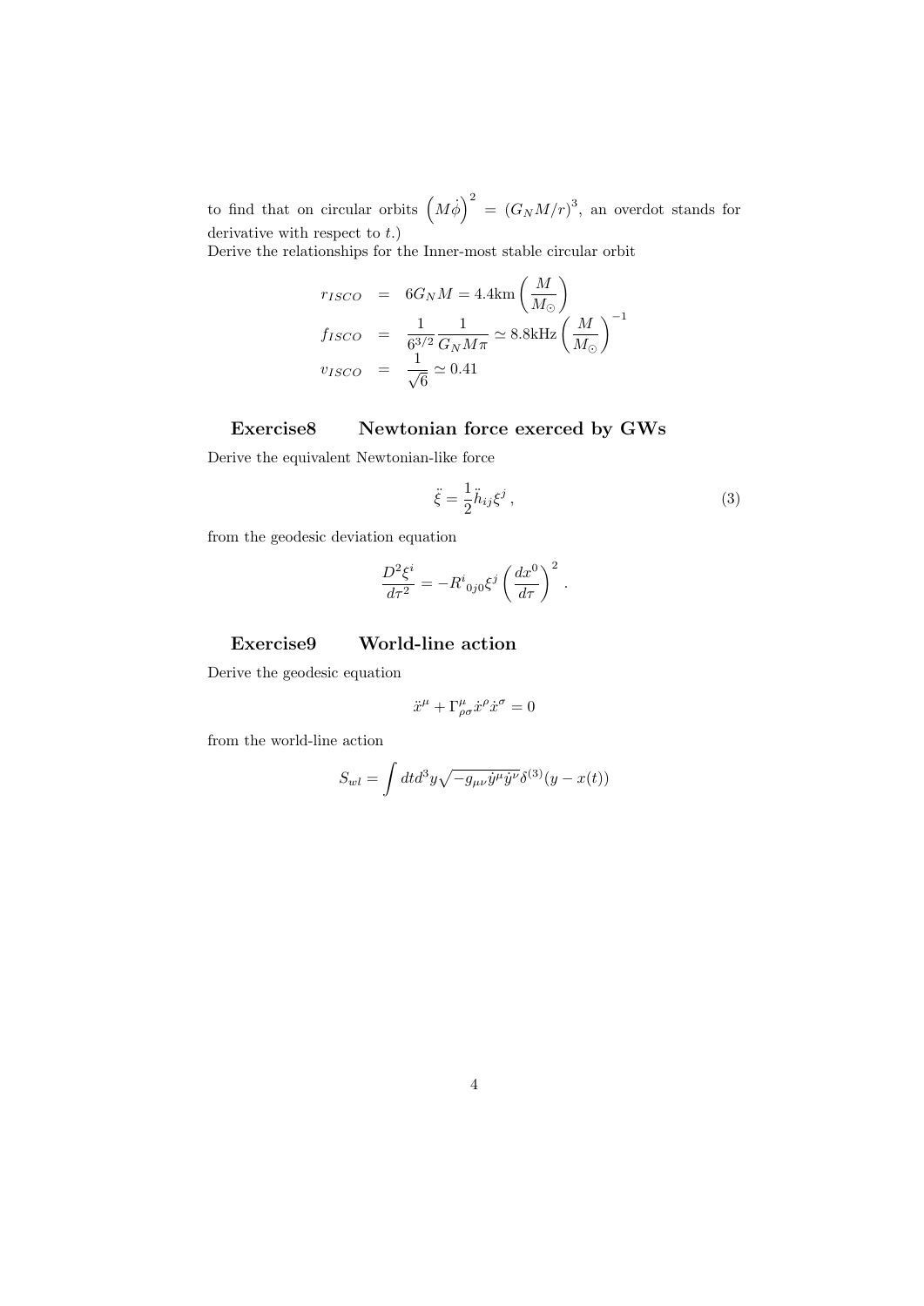to find that on circular orbits $\left(M\dot{\phi}\right)^2 = \left(G_N M/r\right)^3$, an overdot stands for derivative with respect to $t$.)

Derive the relationships for the Inner-most stable circular orbit

$$
\begin{aligned}
r_{ISCO} &= 6G_N M = 4.4\text{km}\left(\frac{M}{M_\odot}\right) \\
f_{ISCO} &= \frac{1}{6^{3/2}}\frac{1}{G_N M\pi} \simeq 8.8\text{kHz}\left(\frac{M}{M_\odot}\right)^{-1} \\
v_{ISCO} &= \frac{1}{\sqrt{6}} \simeq 0.41
\end{aligned}
$$

## Exercise8 Newtonian force exerced by GWs

Derive the equivalent Newtonian-like force

$$
\ddot{\xi} = \frac{1}{2}\ddot{h}_{ij}\xi^j \,, \tag{3}
$$

from the geodesic deviation equation

$$
\frac{D^2\xi^i}{d\tau^2} = -R^i{}_{0j0}\xi^j\left(\frac{dx^0}{d\tau}\right)^2 .
$$

## Exercise9 World-line action

Derive the geodesic equation

$$
\ddot{x}^\mu + \Gamma^\mu_{\rho\sigma}\dot{x}^\rho\dot{x}^\sigma = 0
$$

from the world-line action

$$
S_{wl} = \int dt d^3y\sqrt{-g_{\mu\nu}\dot{y}^\mu\dot{y}^\nu}\,\delta^{(3)}(y - x(t))
$$